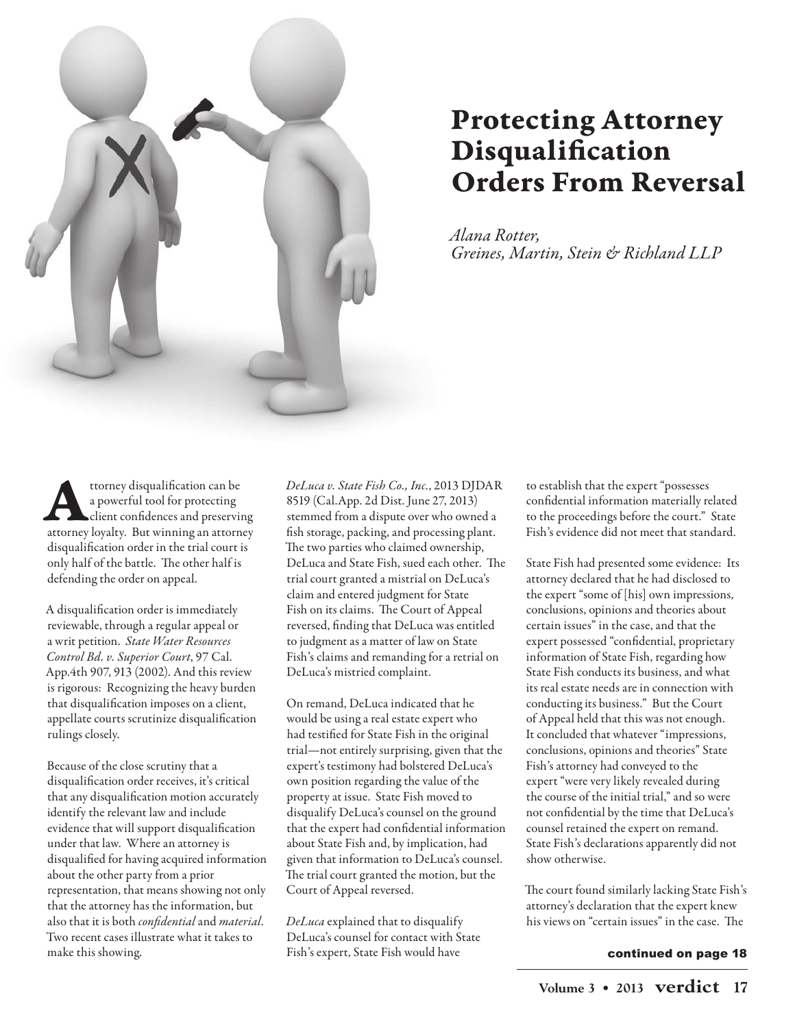# Protecting Attorney Disqualification Orders From Reversal

*Alana Rotter, Greines, Martin, Stein & Richland LLP*

Attorney disqualification can be a powerful tool for protecting client confidences and preserving attorney loyalty. But winning an attorney disqualification order in the trial court is only half of the battle. The other half is defending the order on appeal.

A disqualification order is immediately reviewable, through a regular appeal or a writ petition. *State Water Resources Control Bd. v. Superior Court*, 97 Cal. App.4th 907, 913 (2002). And this review is rigorous: Recognizing the heavy burden that disqualification imposes on a client, appellate courts scrutinize disqualification rulings closely.

Because of the close scrutiny that a disqualification order receives, it's critical that any disqualification motion accurately identify the relevant law and include evidence that will support disqualification under that law. Where an attorney is disqualified for having acquired information about the other party from a prior representation, that means showing not only that the attorney has the information, but also that it is both *confidential* and *material*. Two recent cases illustrate what it takes to make this showing.

*DeLuca v. State Fish Co., Inc.*, 2013 DJDAR 8519 (Cal.App. 2d Dist. June 27, 2013) stemmed from a dispute over who owned a fish storage, packing, and processing plant. The two parties who claimed ownership, DeLuca and State Fish, sued each other. The trial court granted a mistrial on DeLuca's claim and entered judgment for State Fish on its claims. The Court of Appeal reversed, finding that DeLuca was entitled to judgment as a matter of law on State Fish's claims and remanding for a retrial on DeLuca's mistried complaint.

On remand, DeLuca indicated that he would be using a real estate expert who had testified for State Fish in the original trial—not entirely surprising, given that the expert's testimony had bolstered DeLuca's own position regarding the value of the property at issue. State Fish moved to disqualify DeLuca's counsel on the ground that the expert had confidential information about State Fish and, by implication, had given that information to DeLuca's counsel. The trial court granted the motion, but the Court of Appeal reversed.

*DeLuca* explained that to disqualify DeLuca's counsel for contact with State Fish's expert, State Fish would have to establish that the expert "possesses confidential information materially related to the proceedings before the court." State Fish's evidence did not meet that standard.

State Fish had presented some evidence: Its attorney declared that he had disclosed to the expert "some of [his] own impressions, conclusions, opinions and theories about certain issues" in the case, and that the expert possessed "confidential, proprietary information of State Fish, regarding how State Fish conducts its business, and what its real estate needs are in connection with conducting its business." But the Court of Appeal held that this was not enough. It concluded that whatever "impressions, conclusions, opinions and theories" State Fish's attorney had conveyed to the expert "were very likely revealed during the course of the initial trial," and so were not confidential by the time that DeLuca's counsel retained the expert on remand. State Fish's declarations apparently did not show otherwise.

The court found similarly lacking State Fish's attorney's declaration that the expert knew his views on "certain issues" in the case. The

continued on page 18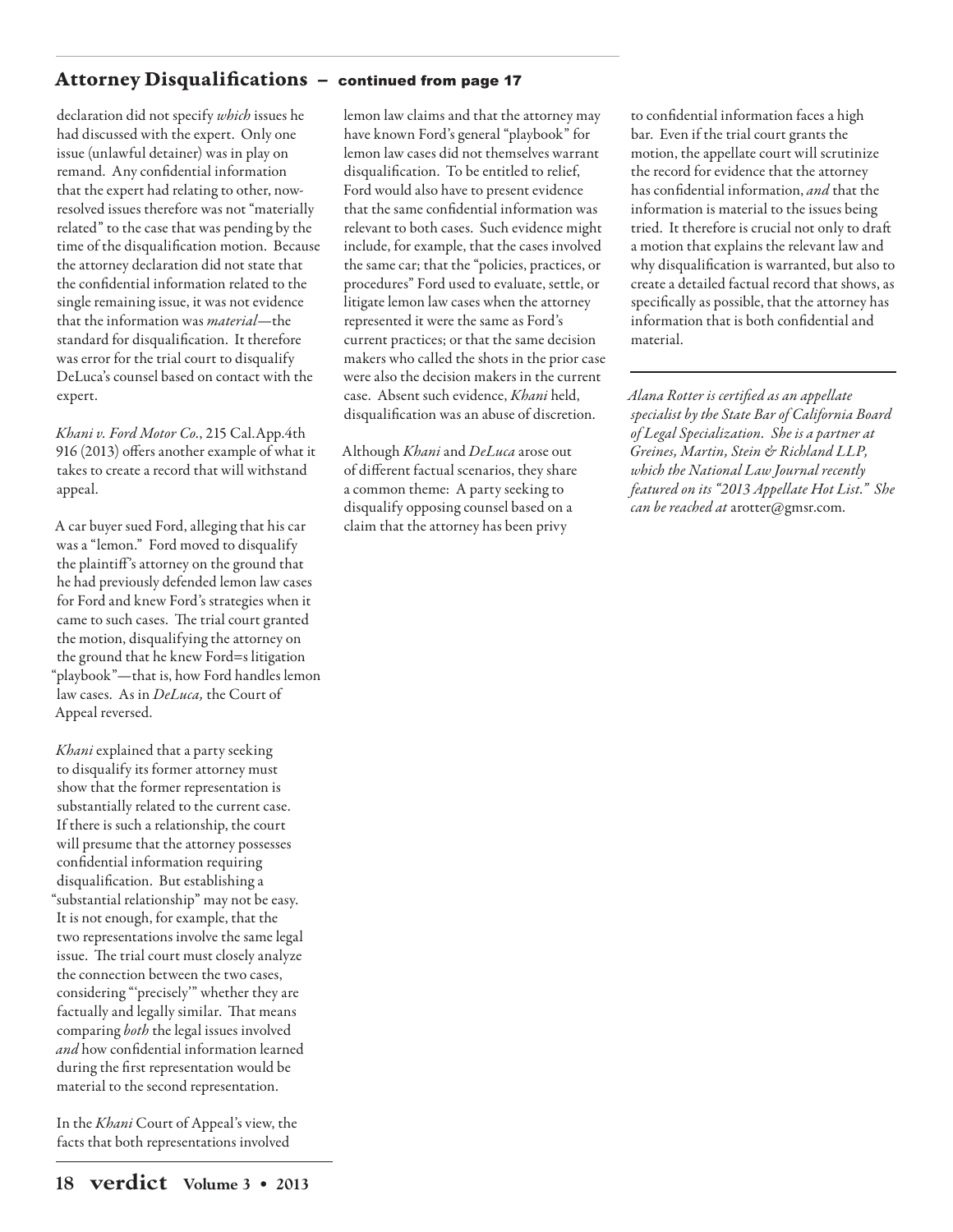## Attorney Disqualifications – continued from page 17

declaration did not specify *which* issues he had discussed with the expert. Only one issue (unlawful detainer) was in play on remand. Any confidential information that the expert had relating to other, now-resolved issues therefore was not "materially related" to the case that was pending by the time of the disqualification motion. Because the attorney declaration did not state that the confidential information related to the single remaining issue, it was not evidence that the information was *material*—the standard for disqualification. It therefore was error for the trial court to disqualify DeLuca's counsel based on contact with the expert.

*Khani v. Ford Motor Co.*, 215 Cal.App.4th 916 (2013) offers another example of what it takes to create a record that will withstand appeal.

A car buyer sued Ford, alleging that his car was a "lemon." Ford moved to disqualify the plaintiff's attorney on the ground that he had previously defended lemon law cases for Ford and knew Ford's strategies when it came to such cases. The trial court granted the motion, disqualifying the attorney on the ground that he knew Ford=s litigation "playbook"—that is, how Ford handles lemon law cases. As in *DeLuca,* the Court of Appeal reversed.

*Khani* explained that a party seeking to disqualify its former attorney must show that the former representation is substantially related to the current case. If there is such a relationship, the court will presume that the attorney possesses confidential information requiring disqualification. But establishing a "substantial relationship" may not be easy. It is not enough, for example, that the two representations involve the same legal issue. The trial court must closely analyze the connection between the two cases, considering "'precisely'" whether they are factually and legally similar. That means comparing *both* the legal issues involved *and* how confidential information learned during the first representation would be material to the second representation.

In the *Khani* Court of Appeal's view, the facts that both representations involved lemon law claims and that the attorney may have known Ford's general "playbook" for lemon law cases did not themselves warrant disqualification. To be entitled to relief, Ford would also have to present evidence that the same confidential information was relevant to both cases. Such evidence might include, for example, that the cases involved the same car; that the "policies, practices, or procedures" Ford used to evaluate, settle, or litigate lemon law cases when the attorney represented it were the same as Ford's current practices; or that the same decision makers who called the shots in the prior case were also the decision makers in the current case. Absent such evidence, *Khani* held, disqualification was an abuse of discretion.

Although *Khani* and *DeLuca* arose out of different factual scenarios, they share a common theme: A party seeking to disqualify opposing counsel based on a claim that the attorney has been privy to confidential information faces a high bar. Even if the trial court grants the motion, the appellate court will scrutinize the record for evidence that the attorney has confidential information, *and* that the information is material to the issues being tried. It therefore is crucial not only to draft a motion that explains the relevant law and why disqualification is warranted, but also to create a detailed factual record that shows, as specifically as possible, that the attorney has information that is both confidential and material.

---

*Alana Rotter is certified as an appellate specialist by the State Bar of California Board of Legal Specialization. She is a partner at Greines, Martin, Stein & Richland LLP, which the National Law Journal recently featured on its "2013 Appellate Hot List." She can be reached at* arotter@gmsr.com.